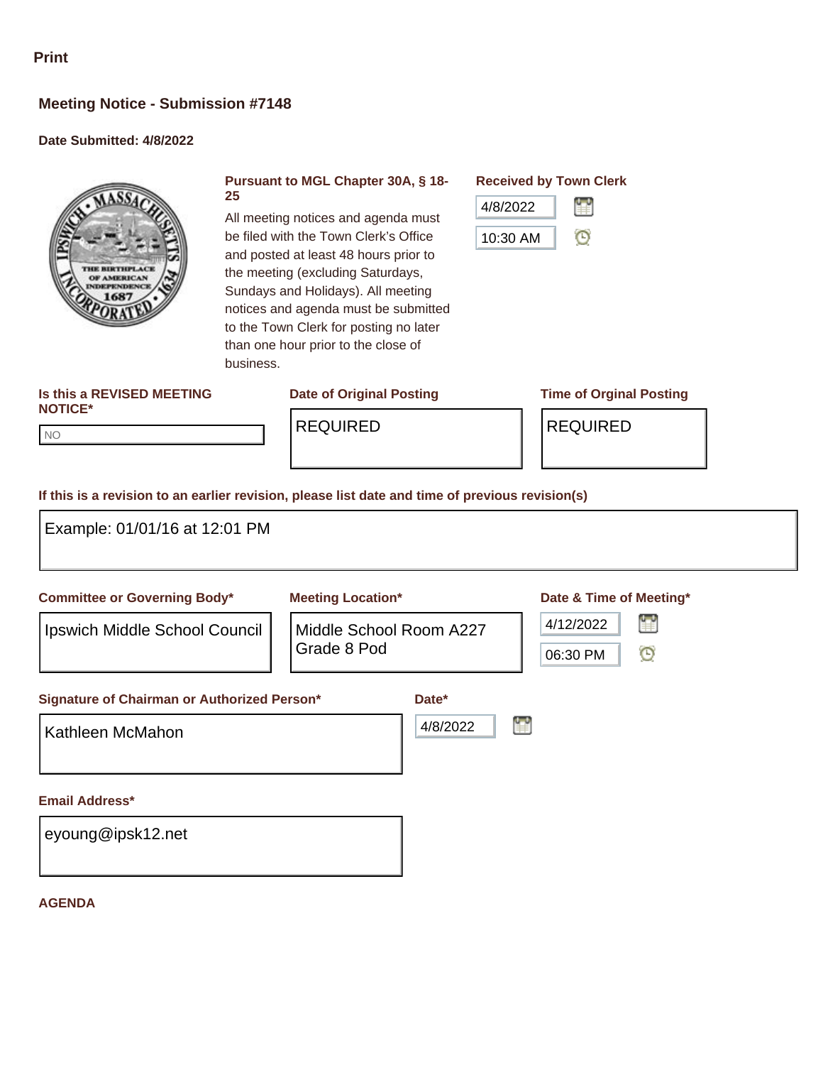Print

## Meeting Notice - Submission #7148

**Date Submitted: 4/8/2022**

**Pursuant to MGL Chapter 30A, § 18-25**

All meeting notices and agenda must be filed with the Town Clerk's Office and posted at least 48 hours prior to the meeting (excluding Saturdays, Sundays and Holidays). All meeting notices and agenda must be submitted to the Town Clerk for posting no later than one hour prior to the close of business.

**Received by Town Clerk**

4/8/2022

10:30 AM

**Is this a REVISED MEETING NOTICE***

NO

**Date of Original Posting**

REQUIRED

**Time of Orginal Posting**

REQUIRED

**If this is a revision to an earlier revision, please list date and time of previous revision(s)**

Example: 01/01/16 at 12:01 PM

**Committee or Governing Body***

Ipswich Middle School Council

**Meeting Location***

Middle School Room A227
Grade 8 Pod

**Date & Time of Meeting***

4/12/2022

06:30 PM

**Signature of Chairman or Authorized Person***

Kathleen McMahon

**Date***

4/8/2022

**Email Address***

eyoung@ipsk12.net

**AGENDA**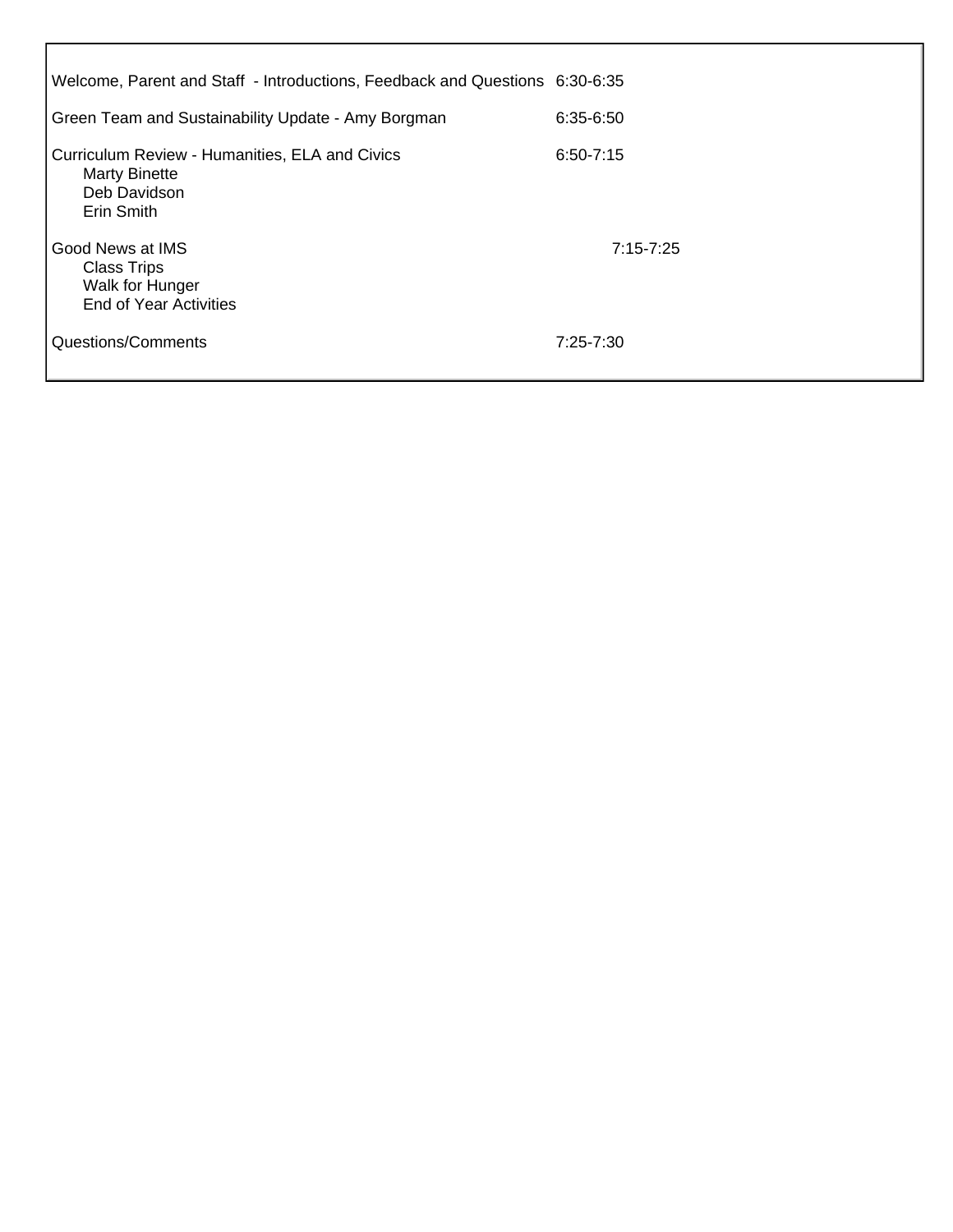| | |
|---|---|
| Welcome, Parent and Staff - Introductions, Feedback and Questions | 6:30-6:35 |
| Green Team and Sustainability Update - Amy Borgman | 6:35-6:50 |
| Curriculum Review - Humanities, ELA and Civics<br>Marty Binette<br>Deb Davidson<br>Erin Smith | 6:50-7:15 |
| Good News at IMS<br>Class Trips<br>Walk for Hunger<br>End of Year Activities | 7:15-7:25 |
| Questions/Comments | 7:25-7:30 |